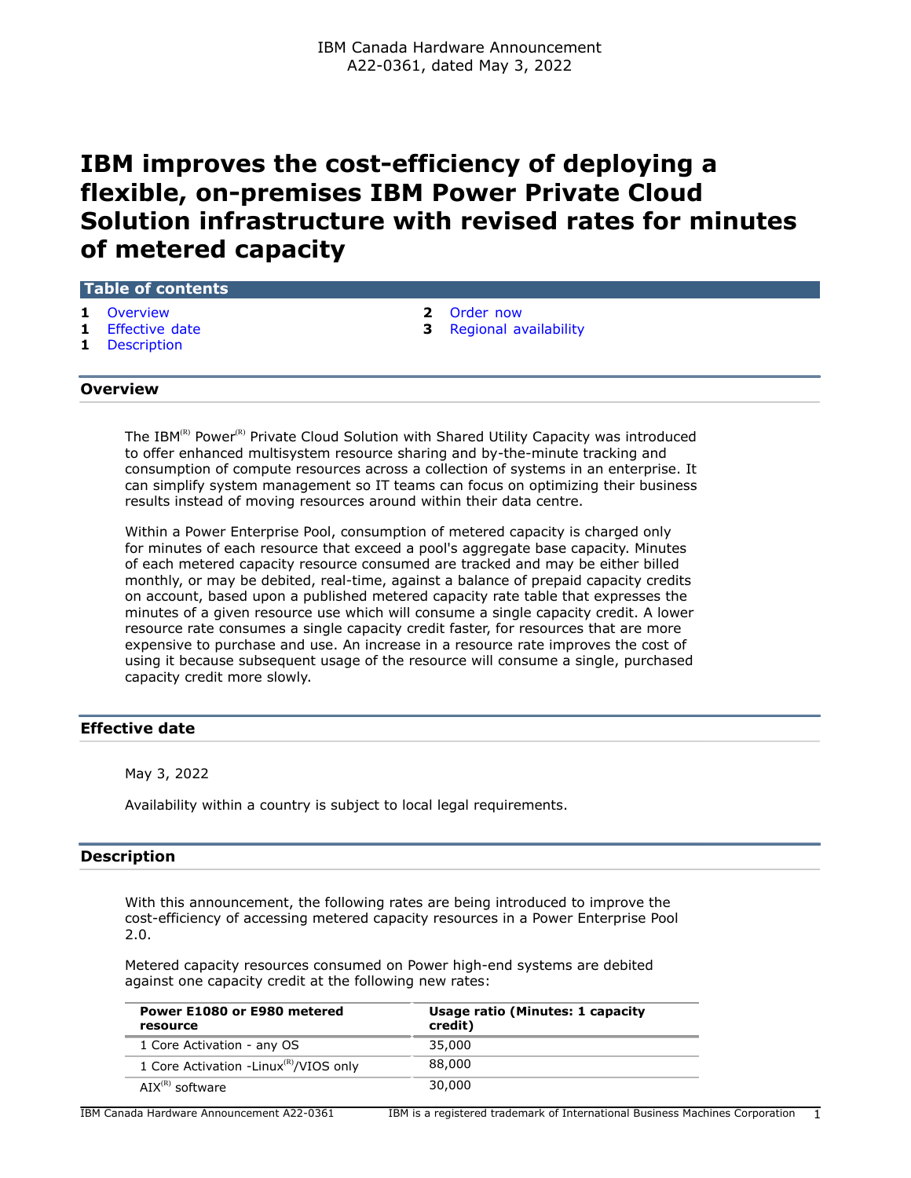IBM Canada Hardware Announcement
A22-0361, dated May 3, 2022

# IBM improves the cost-efficiency of deploying a flexible, on-premises IBM Power Private Cloud Solution infrastructure with revised rates for minutes of metered capacity

**Table of contents**

- 1 Overview
- 1 Effective date
- 1 Description
- 2 Order now
- 3 Regional availability

## Overview

The IBM(R) Power(R) Private Cloud Solution with Shared Utility Capacity was introduced to offer enhanced multisystem resource sharing and by-the-minute tracking and consumption of compute resources across a collection of systems in an enterprise. It can simplify system management so IT teams can focus on optimizing their business results instead of moving resources around within their data centre.

Within a Power Enterprise Pool, consumption of metered capacity is charged only for minutes of each resource that exceed a pool's aggregate base capacity. Minutes of each metered capacity resource consumed are tracked and may be either billed monthly, or may be debited, real-time, against a balance of prepaid capacity credits on account, based upon a published metered capacity rate table that expresses the minutes of a given resource use which will consume a single capacity credit. A lower resource rate consumes a single capacity credit faster, for resources that are more expensive to purchase and use. An increase in a resource rate improves the cost of using it because subsequent usage of the resource will consume a single, purchased capacity credit more slowly.

## Effective date

May 3, 2022

Availability within a country is subject to local legal requirements.

## Description

With this announcement, the following rates are being introduced to improve the cost-efficiency of accessing metered capacity resources in a Power Enterprise Pool 2.0.

Metered capacity resources consumed on Power high-end systems are debited against one capacity credit at the following new rates:

| Power E1080 or E980 metered resource | Usage ratio (Minutes: 1 capacity credit) |
|---|---|
| 1 Core Activation - any OS | 35,000 |
| 1 Core Activation -Linux(R)/VIOS only | 88,000 |
| AIX(R) software | 30,000 |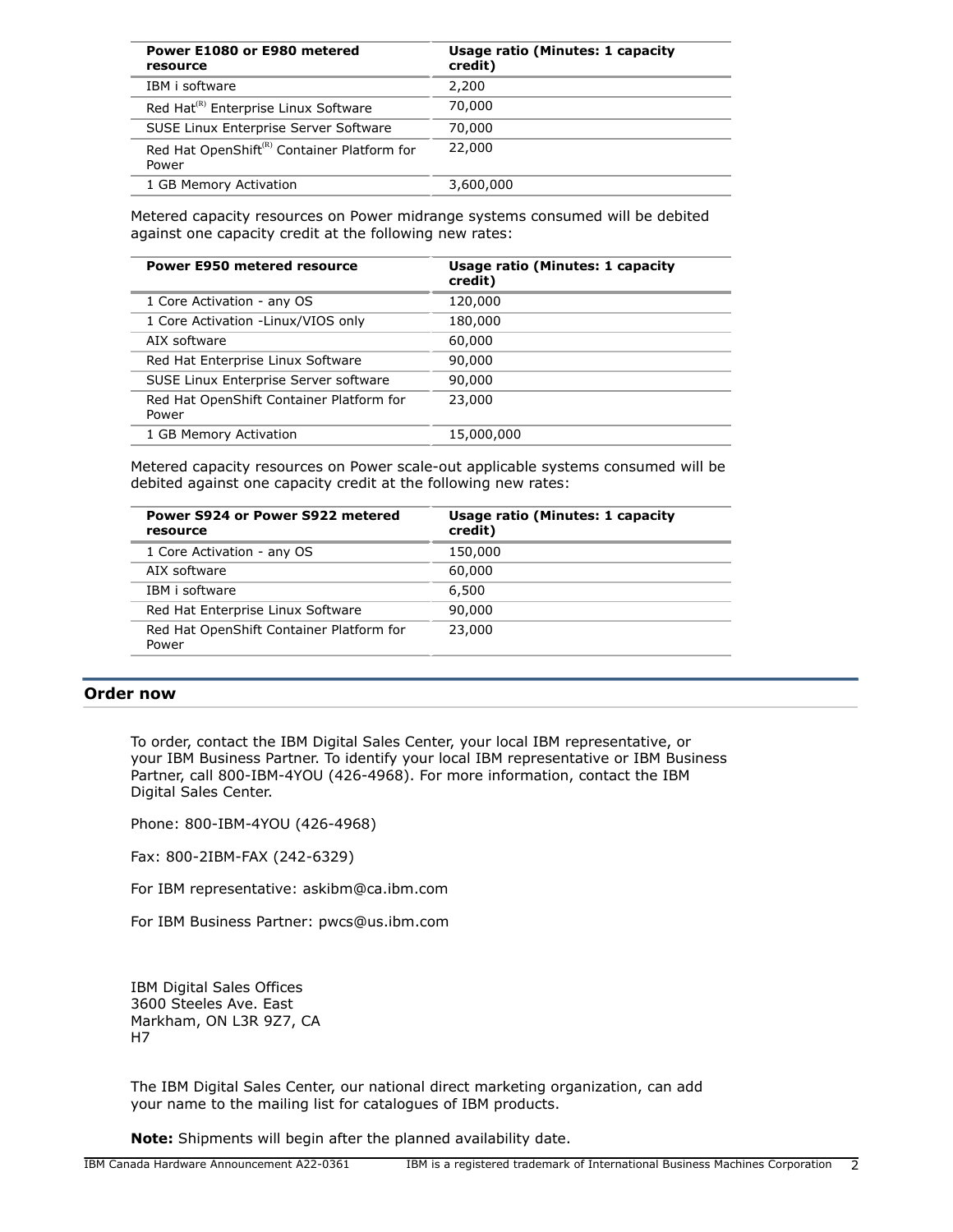| Power E1080 or E980 metered resource | Usage ratio (Minutes: 1 capacity credit) |
|---|---|
| IBM i software | 2,200 |
| Red Hat(R) Enterprise Linux Software | 70,000 |
| SUSE Linux Enterprise Server Software | 70,000 |
| Red Hat OpenShift(R) Container Platform for Power | 22,000 |
| 1 GB Memory Activation | 3,600,000 |

Metered capacity resources on Power midrange systems consumed will be debited against one capacity credit at the following new rates:

| Power E950 metered resource | Usage ratio (Minutes: 1 capacity credit) |
|---|---|
| 1 Core Activation - any OS | 120,000 |
| 1 Core Activation -Linux/VIOS only | 180,000 |
| AIX software | 60,000 |
| Red Hat Enterprise Linux Software | 90,000 |
| SUSE Linux Enterprise Server software | 90,000 |
| Red Hat OpenShift Container Platform for Power | 23,000 |
| 1 GB Memory Activation | 15,000,000 |

Metered capacity resources on Power scale-out applicable systems consumed will be debited against one capacity credit at the following new rates:

| Power S924 or Power S922 metered resource | Usage ratio (Minutes: 1 capacity credit) |
|---|---|
| 1 Core Activation - any OS | 150,000 |
| AIX software | 60,000 |
| IBM i software | 6,500 |
| Red Hat Enterprise Linux Software | 90,000 |
| Red Hat OpenShift Container Platform for Power | 23,000 |

## Order now

To order, contact the IBM Digital Sales Center, your local IBM representative, or your IBM Business Partner. To identify your local IBM representative or IBM Business Partner, call 800-IBM-4YOU (426-4968). For more information, contact the IBM Digital Sales Center.

Phone: 800-IBM-4YOU (426-4968)

Fax: 800-2IBM-FAX (242-6329)

For IBM representative: askibm@ca.ibm.com

For IBM Business Partner: pwcs@us.ibm.com

IBM Digital Sales Offices
3600 Steeles Ave. East
Markham, ON L3R 9Z7, CA
H7

The IBM Digital Sales Center, our national direct marketing organization, can add your name to the mailing list for catalogues of IBM products.

**Note:** Shipments will begin after the planned availability date.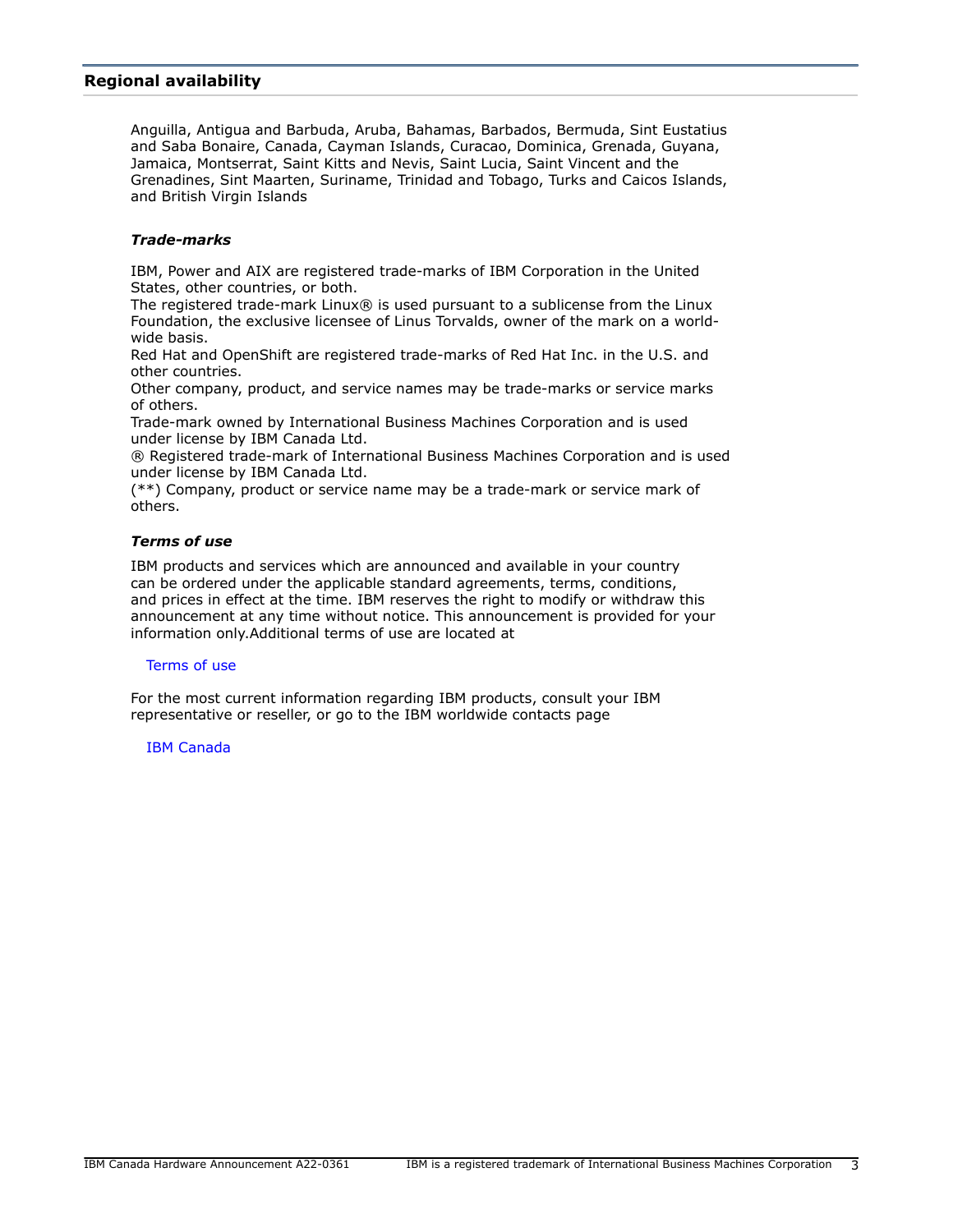## Regional availability

Anguilla, Antigua and Barbuda, Aruba, Bahamas, Barbados, Bermuda, Sint Eustatius and Saba Bonaire, Canada, Cayman Islands, Curacao, Dominica, Grenada, Guyana, Jamaica, Montserrat, Saint Kitts and Nevis, Saint Lucia, Saint Vincent and the Grenadines, Sint Maarten, Suriname, Trinidad and Tobago, Turks and Caicos Islands, and British Virgin Islands

### *Trade-marks*

IBM, Power and AIX are registered trade-marks of IBM Corporation in the United States, other countries, or both.

The registered trade-mark Linux® is used pursuant to a sublicense from the Linux Foundation, the exclusive licensee of Linus Torvalds, owner of the mark on a world-wide basis.

Red Hat and OpenShift are registered trade-marks of Red Hat Inc. in the U.S. and other countries.

Other company, product, and service names may be trade-marks or service marks of others.

Trade-mark owned by International Business Machines Corporation and is used under license by IBM Canada Ltd.

® Registered trade-mark of International Business Machines Corporation and is used under license by IBM Canada Ltd.

(**) Company, product or service name may be a trade-mark or service mark of others.

### *Terms of use*

IBM products and services which are announced and available in your country can be ordered under the applicable standard agreements, terms, conditions, and prices in effect at the time. IBM reserves the right to modify or withdraw this announcement at any time without notice. This announcement is provided for your information only.Additional terms of use are located at

Terms of use

For the most current information regarding IBM products, consult your IBM representative or reseller, or go to the IBM worldwide contacts page

IBM Canada